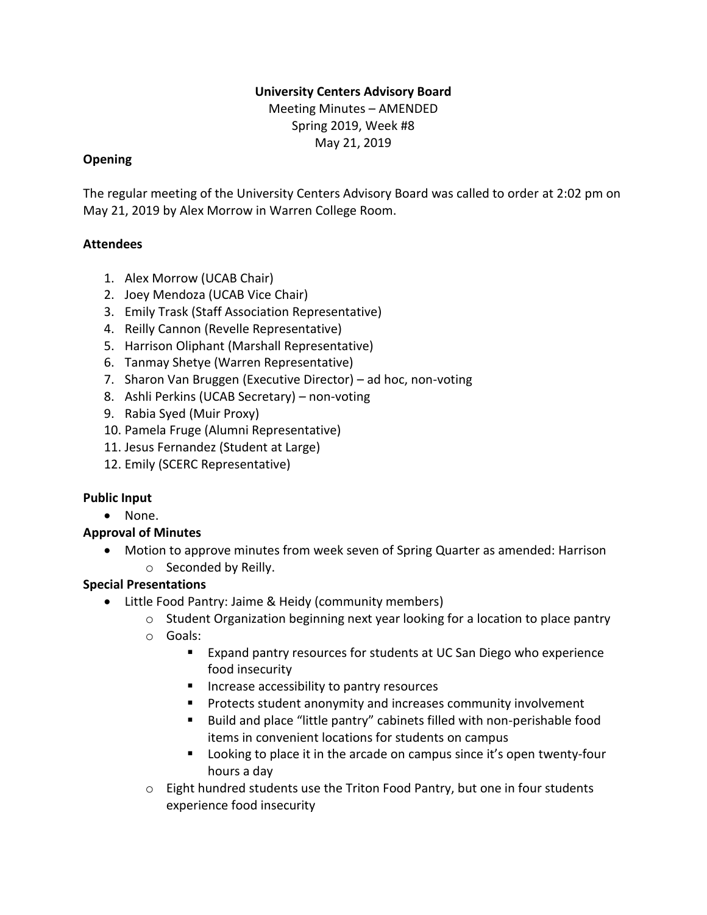**University Centers Advisory Board**

Meeting Minutes – AMENDED

Spring 2019, Week #8

May 21, 2019

**Opening**

The regular meeting of the University Centers Advisory Board was called to order at 2:02 pm on May 21, 2019 by Alex Morrow in Warren College Room.

**Attendees**

1. Alex Morrow (UCAB Chair)
2. Joey Mendoza (UCAB Vice Chair)
3. Emily Trask (Staff Association Representative)
4. Reilly Cannon (Revelle Representative)
5. Harrison Oliphant (Marshall Representative)
6. Tanmay Shetye (Warren Representative)
7. Sharon Van Bruggen (Executive Director) – ad hoc, non-voting
8. Ashli Perkins (UCAB Secretary) – non-voting
9. Rabia Syed (Muir Proxy)
10. Pamela Fruge (Alumni Representative)
11. Jesus Fernandez (Student at Large)
12. Emily (SCERC Representative)

**Public Input**

- None.

**Approval of Minutes**

- Motion to approve minutes from week seven of Spring Quarter as amended: Harrison
  - Seconded by Reilly.

**Special Presentations**

- Little Food Pantry: Jaime & Heidy (community members)
  - Student Organization beginning next year looking for a location to place pantry
  - Goals:
    - Expand pantry resources for students at UC San Diego who experience food insecurity
    - Increase accessibility to pantry resources
    - Protects student anonymity and increases community involvement
    - Build and place "little pantry" cabinets filled with non-perishable food items in convenient locations for students on campus
    - Looking to place it in the arcade on campus since it's open twenty-four hours a day
  - Eight hundred students use the Triton Food Pantry, but one in four students experience food insecurity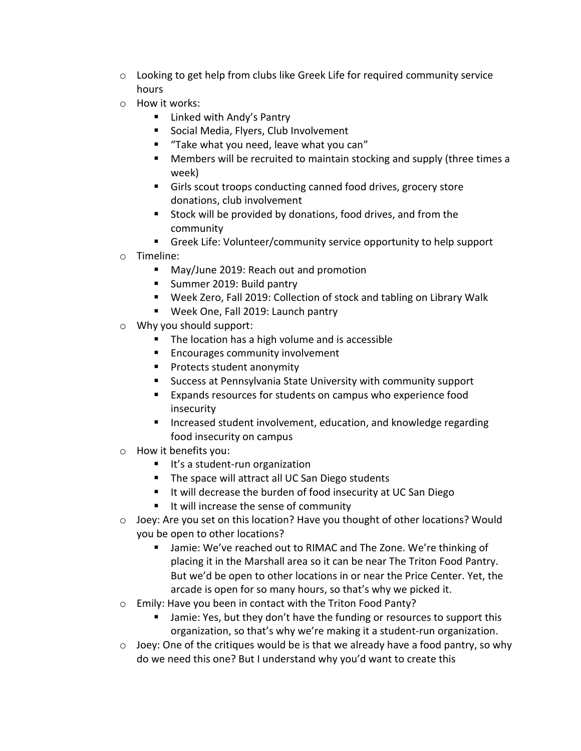- Looking to get help from clubs like Greek Life for required community service hours
- How it works:
  - Linked with Andy's Pantry
  - Social Media, Flyers, Club Involvement
  - "Take what you need, leave what you can"
  - Members will be recruited to maintain stocking and supply (three times a week)
  - Girls scout troops conducting canned food drives, grocery store donations, club involvement
  - Stock will be provided by donations, food drives, and from the community
  - Greek Life: Volunteer/community service opportunity to help support
- Timeline:
  - May/June 2019: Reach out and promotion
  - Summer 2019: Build pantry
  - Week Zero, Fall 2019: Collection of stock and tabling on Library Walk
  - Week One, Fall 2019: Launch pantry
- Why you should support:
  - The location has a high volume and is accessible
  - Encourages community involvement
  - Protects student anonymity
  - Success at Pennsylvania State University with community support
  - Expands resources for students on campus who experience food insecurity
  - Increased student involvement, education, and knowledge regarding food insecurity on campus
- How it benefits you:
  - It's a student-run organization
  - The space will attract all UC San Diego students
  - It will decrease the burden of food insecurity at UC San Diego
  - It will increase the sense of community
- Joey: Are you set on this location? Have you thought of other locations? Would you be open to other locations?
  - Jamie: We've reached out to RIMAC and The Zone. We're thinking of placing it in the Marshall area so it can be near The Triton Food Pantry. But we'd be open to other locations in or near the Price Center. Yet, the arcade is open for so many hours, so that's why we picked it.
- Emily: Have you been in contact with the Triton Food Panty?
  - Jamie: Yes, but they don't have the funding or resources to support this organization, so that's why we're making it a student-run organization.
- Joey: One of the critiques would be is that we already have a food pantry, so why do we need this one? But I understand why you'd want to create this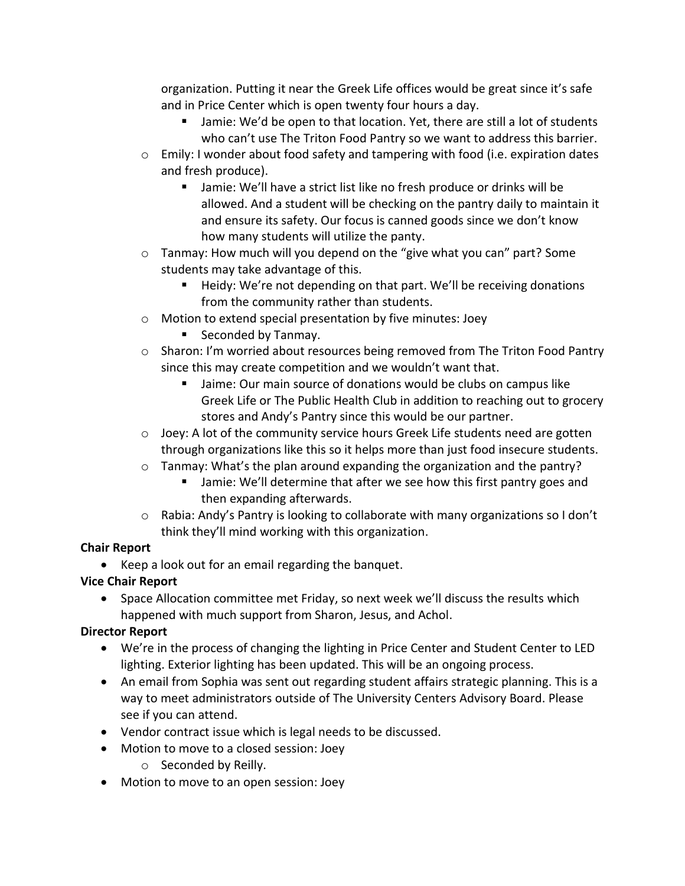organization. Putting it near the Greek Life offices would be great since it's safe and in Price Center which is open twenty four hours a day.

    - Jamie: We'd be open to that location. Yet, there are still a lot of students who can't use The Triton Food Pantry so we want to address this barrier.

- Emily: I wonder about food safety and tampering with food (i.e. expiration dates and fresh produce).
    - Jamie: We'll have a strict list like no fresh produce or drinks will be allowed. And a student will be checking on the pantry daily to maintain it and ensure its safety. Our focus is canned goods since we don't know how many students will utilize the panty.
- Tanmay: How much will you depend on the "give what you can" part? Some students may take advantage of this.
    - Heidy: We're not depending on that part. We'll be receiving donations from the community rather than students.
- Motion to extend special presentation by five minutes: Joey
    - Seconded by Tanmay.
- Sharon: I'm worried about resources being removed from The Triton Food Pantry since this may create competition and we wouldn't want that.
    - Jaime: Our main source of donations would be clubs on campus like Greek Life or The Public Health Club in addition to reaching out to grocery stores and Andy's Pantry since this would be our partner.
- Joey: A lot of the community service hours Greek Life students need are gotten through organizations like this so it helps more than just food insecure students.
- Tanmay: What's the plan around expanding the organization and the pantry?
    - Jamie: We'll determine that after we see how this first pantry goes and then expanding afterwards.
- Rabia: Andy's Pantry is looking to collaborate with many organizations so I don't think they'll mind working with this organization.

**Chair Report**

- Keep a look out for an email regarding the banquet.

**Vice Chair Report**

- Space Allocation committee met Friday, so next week we'll discuss the results which happened with much support from Sharon, Jesus, and Achol.

**Director Report**

- We're in the process of changing the lighting in Price Center and Student Center to LED lighting. Exterior lighting has been updated. This will be an ongoing process.
- An email from Sophia was sent out regarding student affairs strategic planning. This is a way to meet administrators outside of The University Centers Advisory Board. Please see if you can attend.
- Vendor contract issue which is legal needs to be discussed.
- Motion to move to a closed session: Joey
    - Seconded by Reilly.
- Motion to move to an open session: Joey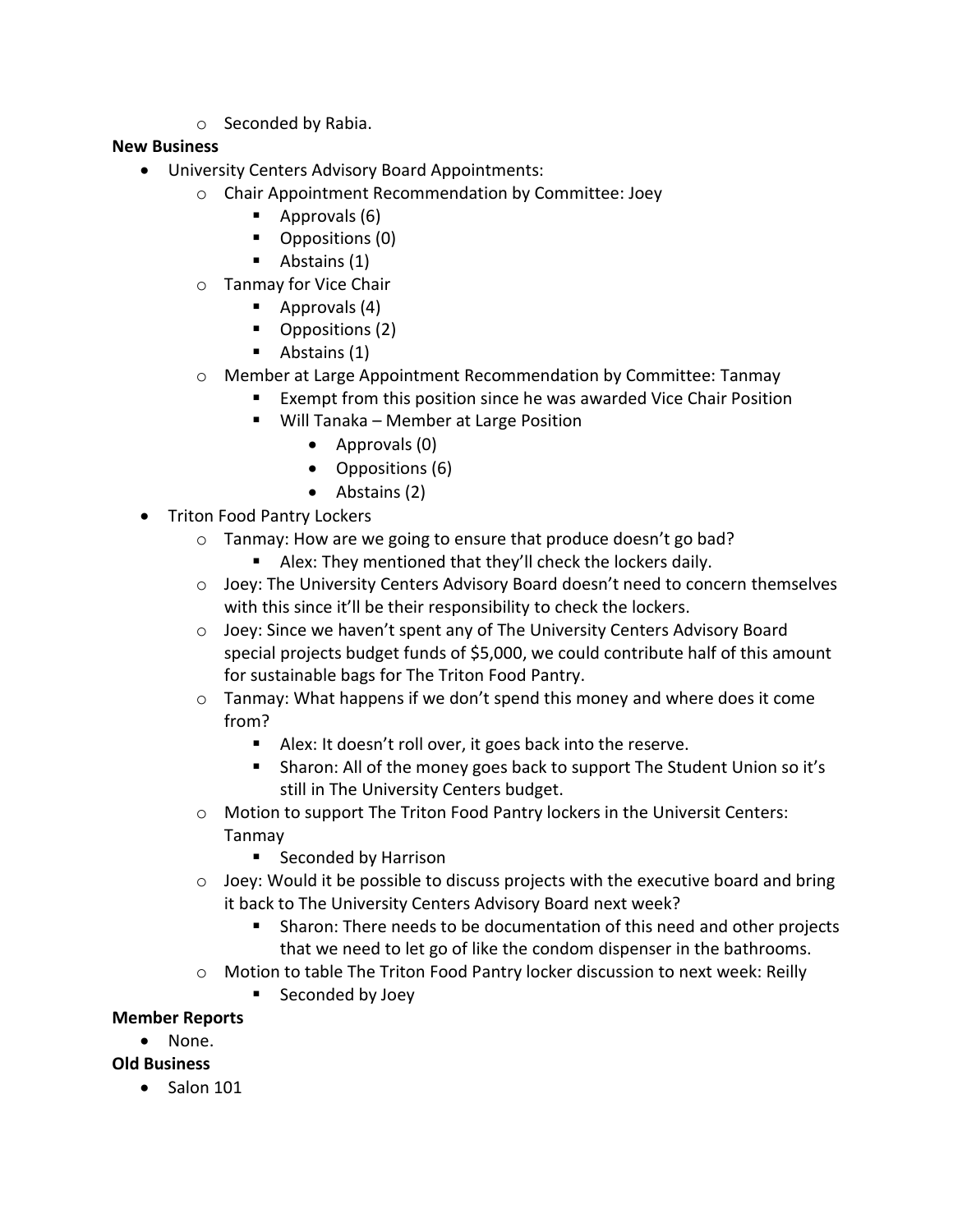- Seconded by Rabia.

**New Business**

- University Centers Advisory Board Appointments:
  - Chair Appointment Recommendation by Committee: Joey
    - Approvals (6)
    - Oppositions (0)
    - Abstains (1)
  - Tanmay for Vice Chair
    - Approvals (4)
    - Oppositions (2)
    - Abstains (1)
  - Member at Large Appointment Recommendation by Committee: Tanmay
    - Exempt from this position since he was awarded Vice Chair Position
    - Will Tanaka – Member at Large Position
      - Approvals (0)
      - Oppositions (6)
      - Abstains (2)
- Triton Food Pantry Lockers
  - Tanmay: How are we going to ensure that produce doesn't go bad?
    - Alex: They mentioned that they'll check the lockers daily.
  - Joey: The University Centers Advisory Board doesn't need to concern themselves with this since it'll be their responsibility to check the lockers.
  - Joey: Since we haven't spent any of The University Centers Advisory Board special projects budget funds of $5,000, we could contribute half of this amount for sustainable bags for The Triton Food Pantry.
  - Tanmay: What happens if we don't spend this money and where does it come from?
    - Alex: It doesn't roll over, it goes back into the reserve.
    - Sharon: All of the money goes back to support The Student Union so it's still in The University Centers budget.
  - Motion to support The Triton Food Pantry lockers in the Universit Centers: Tanmay
    - Seconded by Harrison
  - Joey: Would it be possible to discuss projects with the executive board and bring it back to The University Centers Advisory Board next week?
    - Sharon: There needs to be documentation of this need and other projects that we need to let go of like the condom dispenser in the bathrooms.
  - Motion to table The Triton Food Pantry locker discussion to next week: Reilly
    - Seconded by Joey

**Member Reports**

- None.

**Old Business**

- Salon 101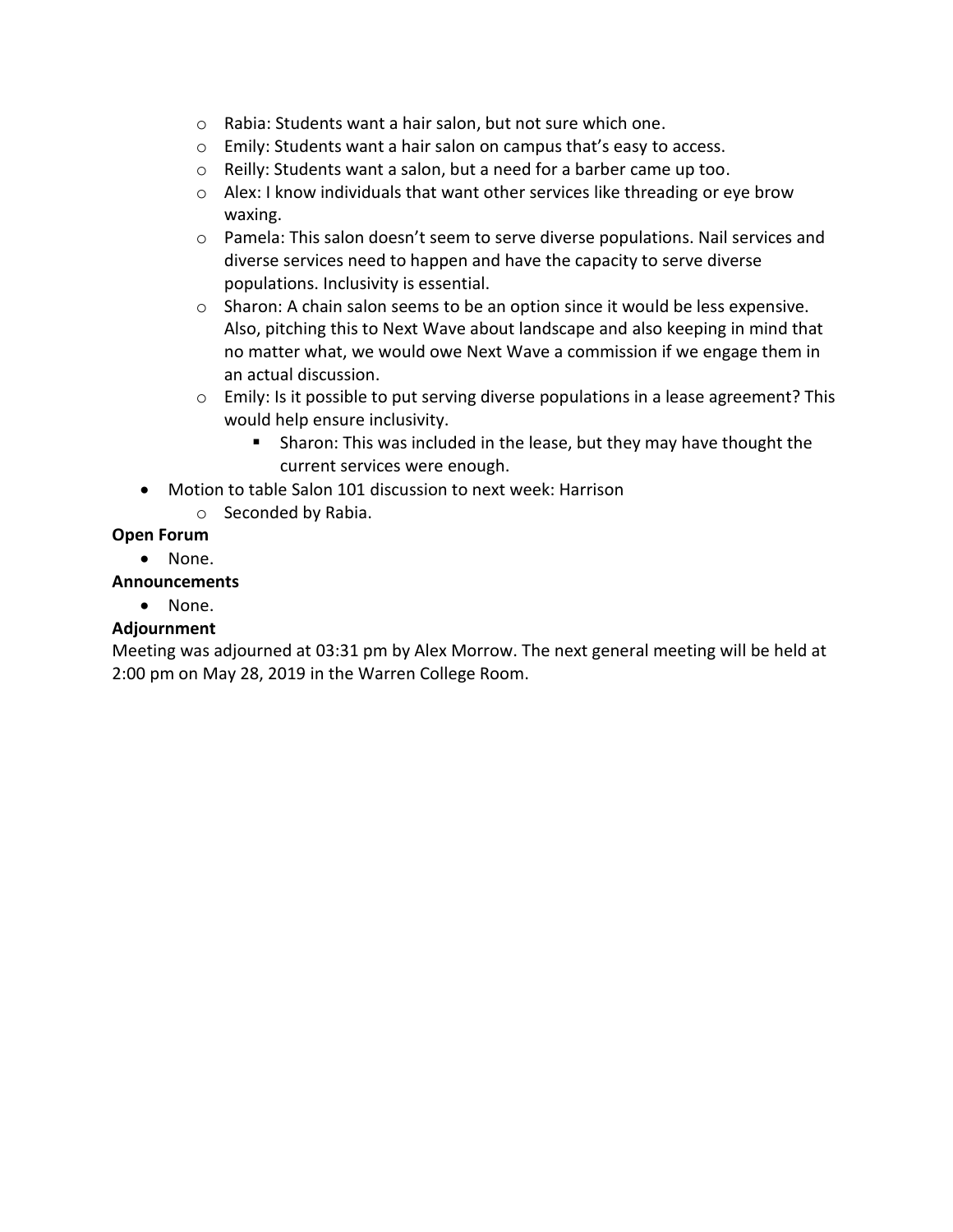- Rabia: Students want a hair salon, but not sure which one.
  - Emily: Students want a hair salon on campus that's easy to access.
  - Reilly: Students want a salon, but a need for a barber came up too.
  - Alex: I know individuals that want other services like threading or eye brow waxing.
  - Pamela: This salon doesn't seem to serve diverse populations. Nail services and diverse services need to happen and have the capacity to serve diverse populations. Inclusivity is essential.
  - Sharon: A chain salon seems to be an option since it would be less expensive. Also, pitching this to Next Wave about landscape and also keeping in mind that no matter what, we would owe Next Wave a commission if we engage them in an actual discussion.
  - Emily: Is it possible to put serving diverse populations in a lease agreement? This would help ensure inclusivity.
    - Sharon: This was included in the lease, but they may have thought the current services were enough.
- Motion to table Salon 101 discussion to next week: Harrison
  - Seconded by Rabia.

**Open Forum**

- None.

**Announcements**

- None.

**Adjournment**

Meeting was adjourned at 03:31 pm by Alex Morrow. The next general meeting will be held at 2:00 pm on May 28, 2019 in the Warren College Room.